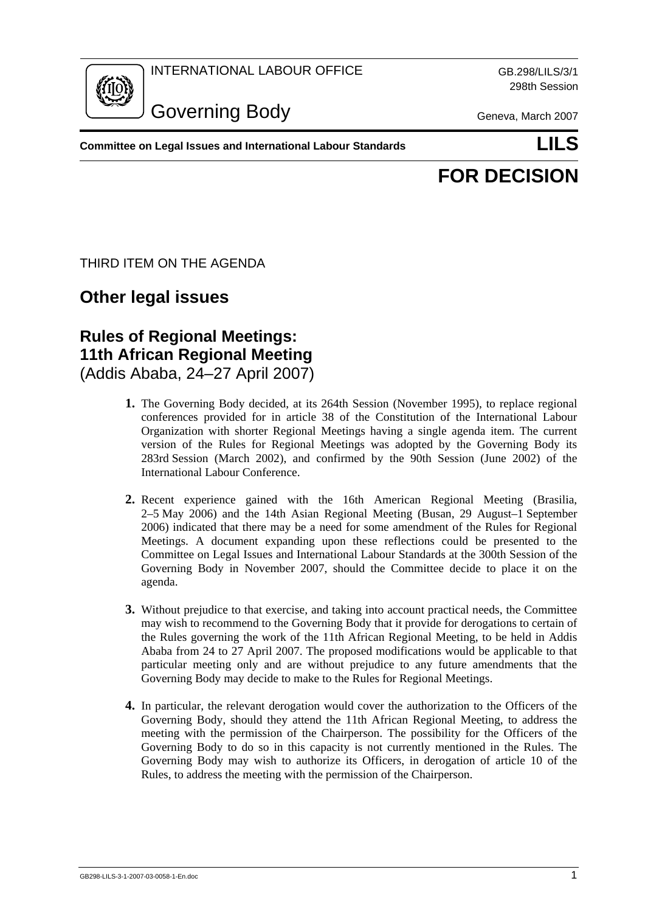INTERNATIONAL LABOUR OFFICE

GB.298/LILS/3/1
298th Session

# Governing Body

Geneva, March 2007

**Committee on Legal Issues and International Labour Standards** **LILS**

**FOR DECISION**

THIRD ITEM ON THE AGENDA

## Other legal issues

## Rules of Regional Meetings: 11th African Regional Meeting

(Addis Ababa, 24–27 April 2007)

**1.** The Governing Body decided, at its 264th Session (November 1995), to replace regional conferences provided for in article 38 of the Constitution of the International Labour Organization with shorter Regional Meetings having a single agenda item. The current version of the Rules for Regional Meetings was adopted by the Governing Body its 283rd Session (March 2002), and confirmed by the 90th Session (June 2002) of the International Labour Conference.

**2.** Recent experience gained with the 16th American Regional Meeting (Brasilia, 2–5 May 2006) and the 14th Asian Regional Meeting (Busan, 29 August–1 September 2006) indicated that there may be a need for some amendment of the Rules for Regional Meetings. A document expanding upon these reflections could be presented to the Committee on Legal Issues and International Labour Standards at the 300th Session of the Governing Body in November 2007, should the Committee decide to place it on the agenda.

**3.** Without prejudice to that exercise, and taking into account practical needs, the Committee may wish to recommend to the Governing Body that it provide for derogations to certain of the Rules governing the work of the 11th African Regional Meeting, to be held in Addis Ababa from 24 to 27 April 2007. The proposed modifications would be applicable to that particular meeting only and are without prejudice to any future amendments that the Governing Body may decide to make to the Rules for Regional Meetings.

**4.** In particular, the relevant derogation would cover the authorization to the Officers of the Governing Body, should they attend the 11th African Regional Meeting, to address the meeting with the permission of the Chairperson. The possibility for the Officers of the Governing Body to do so in this capacity is not currently mentioned in the Rules. The Governing Body may wish to authorize its Officers, in derogation of article 10 of the Rules, to address the meeting with the permission of the Chairperson.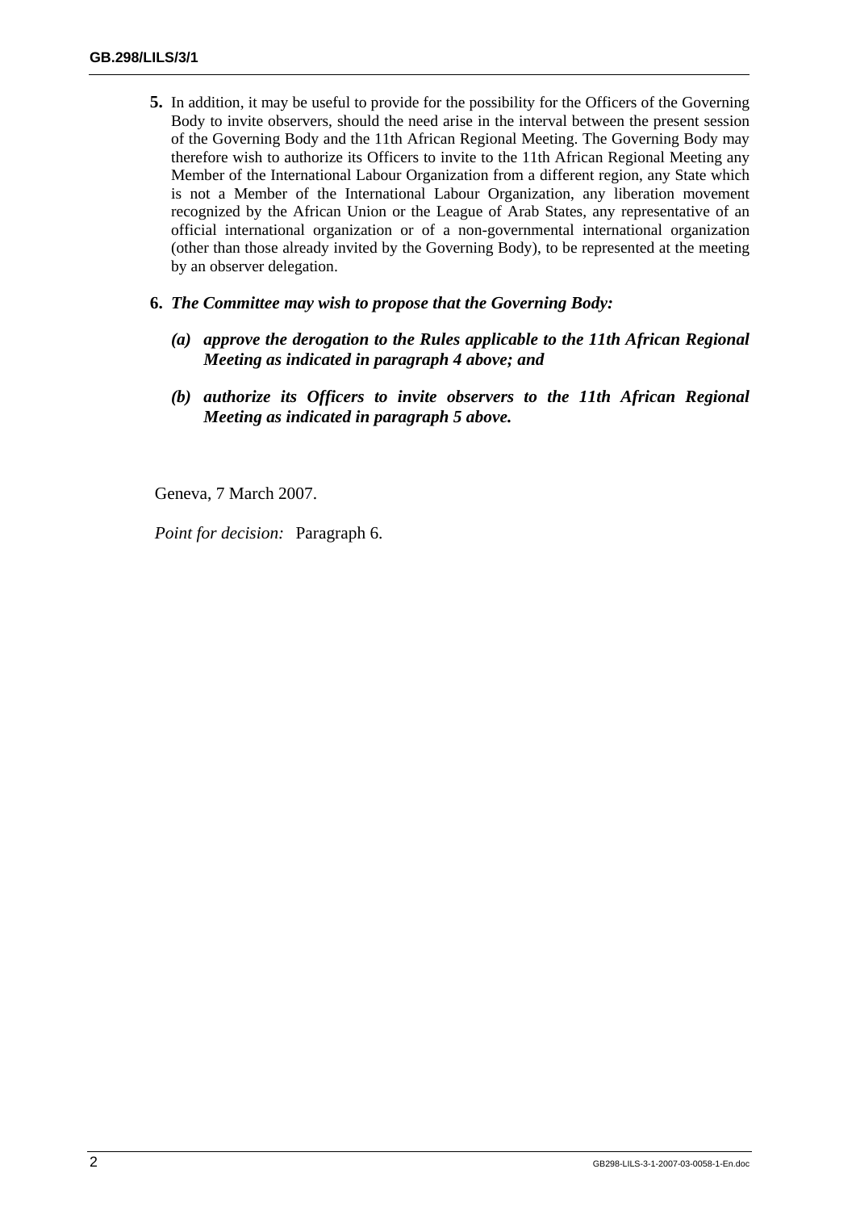**5.** In addition, it may be useful to provide for the possibility for the Officers of the Governing Body to invite observers, should the need arise in the interval between the present session of the Governing Body and the 11th African Regional Meeting. The Governing Body may therefore wish to authorize its Officers to invite to the 11th African Regional Meeting any Member of the International Labour Organization from a different region, any State which is not a Member of the International Labour Organization, any liberation movement recognized by the African Union or the League of Arab States, any representative of an official international organization or of a non-governmental international organization (other than those already invited by the Governing Body), to be represented at the meeting by an observer delegation.

**6.** ***The Committee may wish to propose that the Governing Body:***

***(a) approve the derogation to the Rules applicable to the 11th African Regional Meeting as indicated in paragraph 4 above; and***

***(b) authorize its Officers to invite observers to the 11th African Regional Meeting as indicated in paragraph 5 above.***

Geneva, 7 March 2007.

*Point for decision:* Paragraph 6.